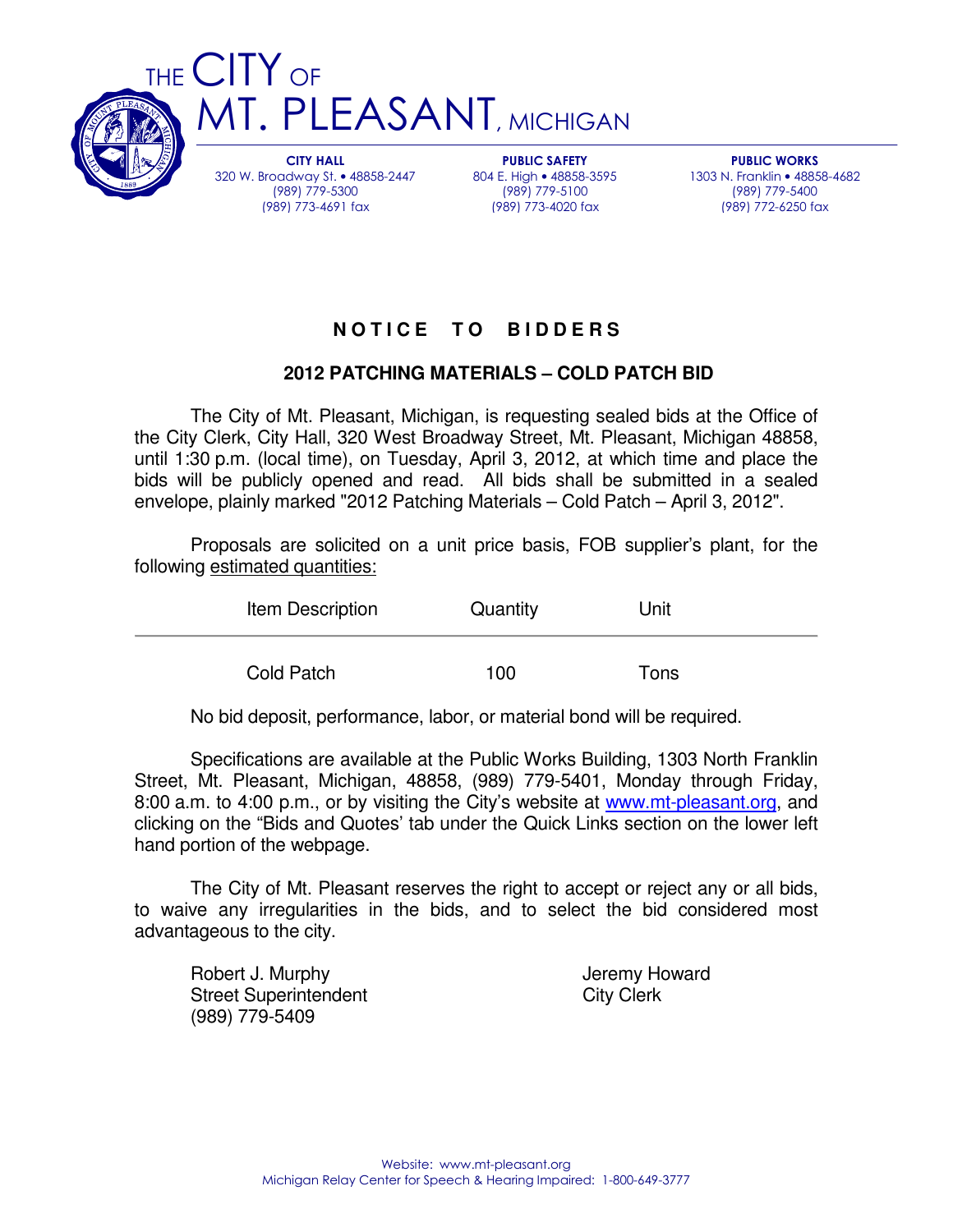# THE CITY OF MT. PLEASANT, MICHIGAN

**CITY HALL**
320 W. Broadway St. • 48858-2447
(989) 779-5300
(989) 773-4691 fax

**PUBLIC SAFETY**
804 E. High • 48858-3595
(989) 779-5100
(989) 773-4020 fax

**PUBLIC WORKS**
1303 N. Franklin • 48858-4682
(989) 779-5400
(989) 772-6250 fax

## NOTICE TO BIDDERS

### 2012 PATCHING MATERIALS – COLD PATCH BID

The City of Mt. Pleasant, Michigan, is requesting sealed bids at the Office of the City Clerk, City Hall, 320 West Broadway Street, Mt. Pleasant, Michigan 48858, until 1:30 p.m. (local time), on Tuesday, April 3, 2012, at which time and place the bids will be publicly opened and read. All bids shall be submitted in a sealed envelope, plainly marked "2012 Patching Materials – Cold Patch – April 3, 2012".

Proposals are solicited on a unit price basis, FOB supplier's plant, for the following estimated quantities:

| Item Description | Quantity | Unit |
|---|---|---|
| Cold Patch | 100 | Tons |

No bid deposit, performance, labor, or material bond will be required.

Specifications are available at the Public Works Building, 1303 North Franklin Street, Mt. Pleasant, Michigan, 48858, (989) 779-5401, Monday through Friday, 8:00 a.m. to 4:00 p.m., or by visiting the City's website at www.mt-pleasant.org, and clicking on the "Bids and Quotes' tab under the Quick Links section on the lower left hand portion of the webpage.

The City of Mt. Pleasant reserves the right to accept or reject any or all bids, to waive any irregularities in the bids, and to select the bid considered most advantageous to the city.

Robert J. Murphy
Street Superintendent
(989) 779-5409

Jeremy Howard
City Clerk

Website: www.mt-pleasant.org
Michigan Relay Center for Speech & Hearing Impaired: 1-800-649-3777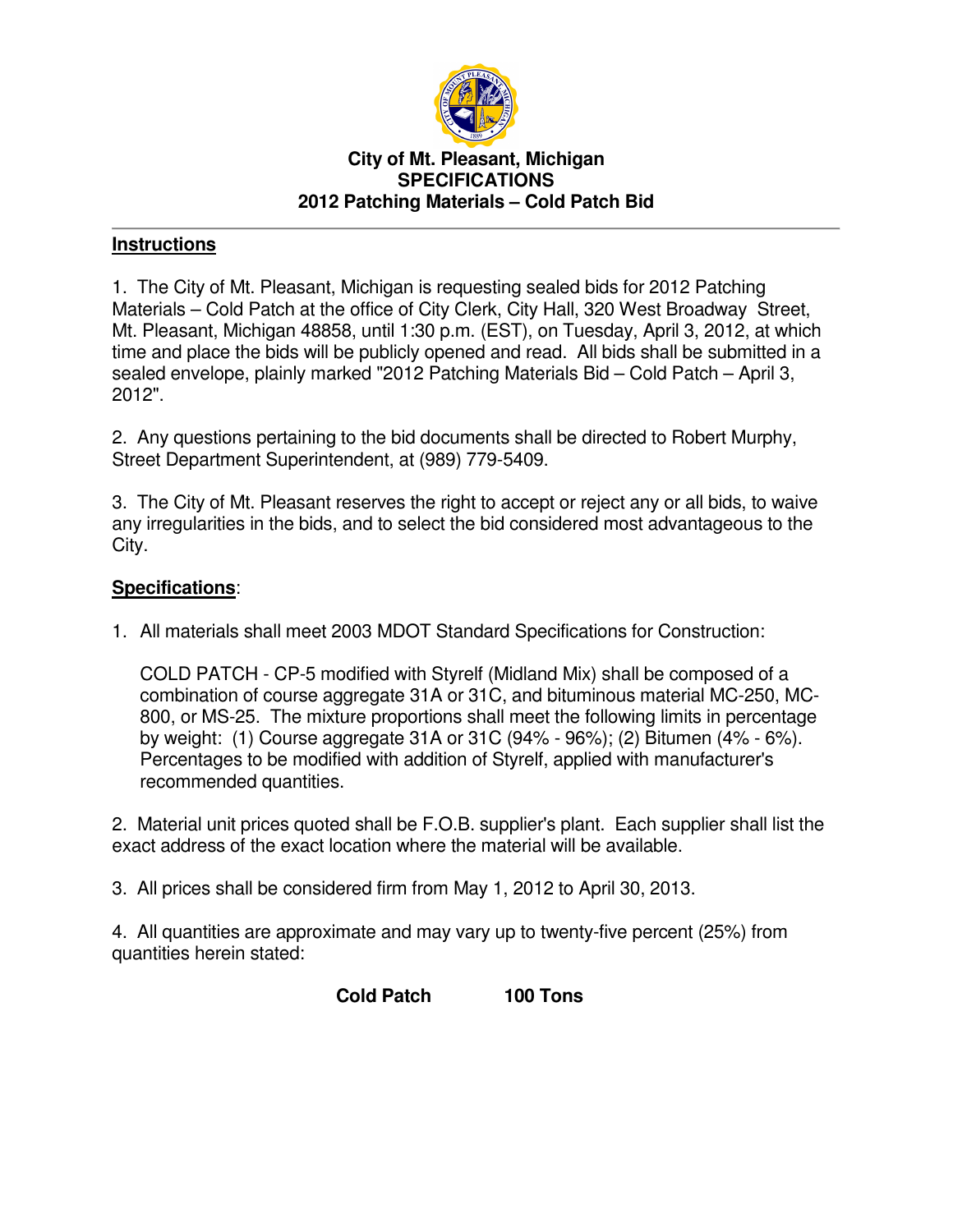**City of Mt. Pleasant, Michigan**
**SPECIFICATIONS**
**2012 Patching Materials – Cold Patch Bid**

---

## Instructions

1. The City of Mt. Pleasant, Michigan is requesting sealed bids for 2012 Patching Materials – Cold Patch at the office of City Clerk, City Hall, 320 West Broadway Street, Mt. Pleasant, Michigan 48858, until 1:30 p.m. (EST), on Tuesday, April 3, 2012, at which time and place the bids will be publicly opened and read. All bids shall be submitted in a sealed envelope, plainly marked "2012 Patching Materials Bid – Cold Patch – April 3, 2012".

2. Any questions pertaining to the bid documents shall be directed to Robert Murphy, Street Department Superintendent, at (989) 779-5409.

3. The City of Mt. Pleasant reserves the right to accept or reject any or all bids, to waive any irregularities in the bids, and to select the bid considered most advantageous to the City.

## Specifications:

1. All materials shall meet 2003 MDOT Standard Specifications for Construction:

   COLD PATCH - CP-5 modified with Styrelf (Midland Mix) shall be composed of a combination of course aggregate 31A or 31C, and bituminous material MC-250, MC-800, or MS-25. The mixture proportions shall meet the following limits in percentage by weight: (1) Course aggregate 31A or 31C (94% - 96%); (2) Bitumen (4% - 6%). Percentages to be modified with addition of Styrelf, applied with manufacturer's recommended quantities.

2. Material unit prices quoted shall be F.O.B. supplier's plant. Each supplier shall list the exact address of the exact location where the material will be available.

3. All prices shall be considered firm from May 1, 2012 to April 30, 2013.

4. All quantities are approximate and may vary up to twenty-five percent (25%) from quantities herein stated:

**Cold Patch** **100 Tons**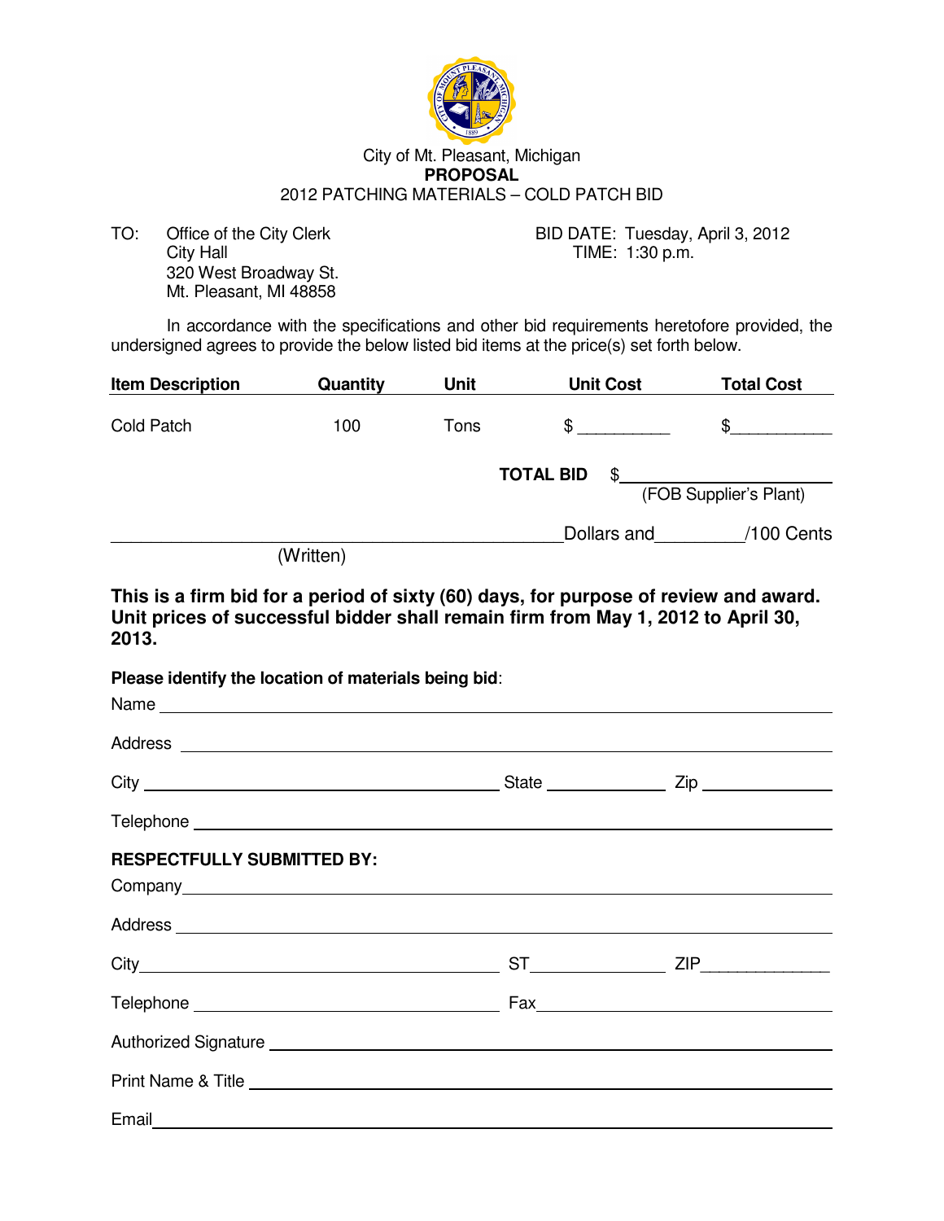City of Mt. Pleasant, Michigan

**PROPOSAL**

2012 PATCHING MATERIALS – COLD PATCH BID

TO: Office of the City Clerk
City Hall
320 West Broadway St.
Mt. Pleasant, MI 48858

BID DATE: Tuesday, April 3, 2012
TIME: 1:30 p.m.

In accordance with the specifications and other bid requirements heretofore provided, the undersigned agrees to provide the below listed bid items at the price(s) set forth below.

| Item Description | Quantity | Unit | Unit Cost | Total Cost |
|---|---|---|---|---|
| Cold Patch | 100 | Tons | $ __________ | $__________ |

**TOTAL BID** $______________________
(FOB Supplier's Plant)

_____________________________________________ Dollars and_________/100 Cents
(Written)

**This is a firm bid for a period of sixty (60) days, for purpose of review and award. Unit prices of successful bidder shall remain firm from May 1, 2012 to April 30, 2013.**

**Please identify the location of materials being bid**:

Name ____________________________________________

Address ____________________________________________

City ______________________ State __________ Zip __________

Telephone ____________________________________________

**RESPECTFULLY SUBMITTED BY:**

Company ____________________________________________

Address ____________________________________________

City ______________________ ST __________ ZIP __________

Telephone ______________________ Fax ______________________

Authorized Signature ____________________________________________

Print Name & Title ____________________________________________

Email ____________________________________________